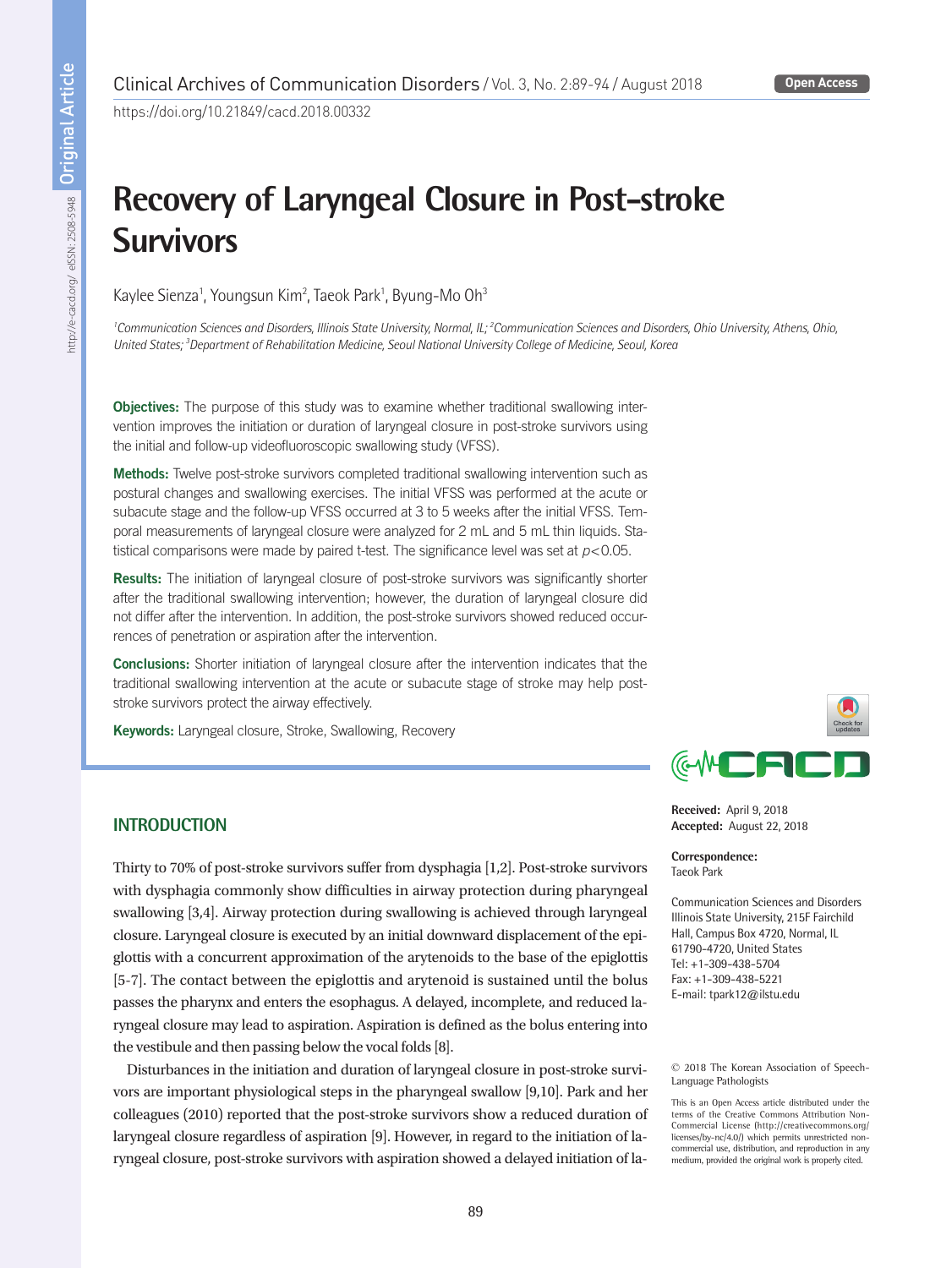Original Article

https://doi.org/10.21849/cacd.2018.00332

# Recovery of Laryngeal Closure in Post-stroke Survivors

Kaylee Sienza[1], Youngsun Kim[2], Taeok Park[1], Byung-Mo Oh[3]

[1]Communication Sciences and Disorders, Illinois State University, Normal, IL; [2]Communication Sciences and Disorders, Ohio University, Athens, Ohio, United States; [3]Department of Rehabilitation Medicine, Seoul National University College of Medicine, Seoul, Korea

**Objectives:** The purpose of this study was to examine whether traditional swallowing intervention improves the initiation or duration of laryngeal closure in post-stroke survivors using the initial and follow-up videofluoroscopic swallowing study (VFSS).

**Methods:** Twelve post-stroke survivors completed traditional swallowing intervention such as postural changes and swallowing exercises. The initial VFSS was performed at the acute or subacute stage and the follow-up VFSS occurred at 3 to 5 weeks after the initial VFSS. Temporal measurements of laryngeal closure were analyzed for 2 mL and 5 mL thin liquids. Statistical comparisons were made by paired t-test. The significance level was set at $p<0.05$.

**Results:** The initiation of laryngeal closure of post-stroke survivors was significantly shorter after the traditional swallowing intervention; however, the duration of laryngeal closure did not differ after the intervention. In addition, the post-stroke survivors showed reduced occurrences of penetration or aspiration after the intervention.

**Conclusions:** Shorter initiation of laryngeal closure after the intervention indicates that the traditional swallowing intervention at the acute or subacute stage of stroke may help post-stroke survivors protect the airway effectively.

**Keywords:** Laryngeal closure, Stroke, Swallowing, Recovery

**Received:** April 9, 2018
**Accepted:** August 22, 2018

**Correspondence:**
Taeok Park

Communication Sciences and Disorders
Illinois State University, 215F Fairchild Hall, Campus Box 4720, Normal, IL 61790-4720, United States
Tel: +1-309-438-5704
Fax: +1-309-438-5221
E-mail: tpark12@ilstu.edu

© 2018 The Korean Association of Speech-Language Pathologists

This is an Open Access article distributed under the terms of the Creative Commons Attribution Non-Commercial License (http://creativecommons.org/licenses/by-nc/4.0/) which permits unrestricted non-commercial use, distribution, and reproduction in any medium, provided the original work is properly cited.

## INTRODUCTION

Thirty to 70% of post-stroke survivors suffer from dysphagia [1,2]. Post-stroke survivors with dysphagia commonly show difficulties in airway protection during pharyngeal swallowing [3,4]. Airway protection during swallowing is achieved through laryngeal closure. Laryngeal closure is executed by an initial downward displacement of the epiglottis with a concurrent approximation of the arytenoids to the base of the epiglottis [5-7]. The contact between the epiglottis and arytenoid is sustained until the bolus passes the pharynx and enters the esophagus. A delayed, incomplete, and reduced laryngeal closure may lead to aspiration. Aspiration is defined as the bolus entering into the vestibule and then passing below the vocal folds [8].

Disturbances in the initiation and duration of laryngeal closure in post-stroke survivors are important physiological steps in the pharyngeal swallow [9,10]. Park and her colleagues (2010) reported that the post-stroke survivors show a reduced duration of laryngeal closure regardless of aspiration [9]. However, in regard to the initiation of laryngeal closure, post-stroke survivors with aspiration showed a delayed initiation of la-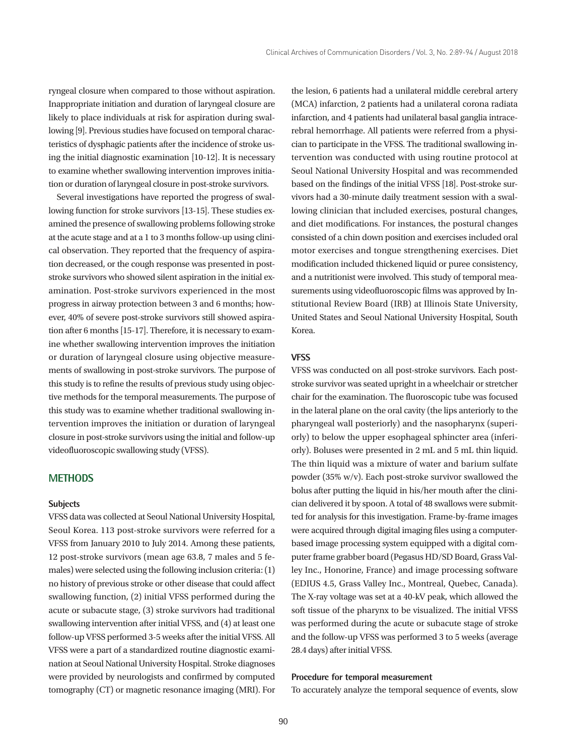ryngeal closure when compared to those without aspiration. Inappropriate initiation and duration of laryngeal closure are likely to place individuals at risk for aspiration during swallowing [9]. Previous studies have focused on temporal characteristics of dysphagic patients after the incidence of stroke using the initial diagnostic examination [10-12]. It is necessary to examine whether swallowing intervention improves initiation or duration of laryngeal closure in post-stroke survivors.

Several investigations have reported the progress of swallowing function for stroke survivors [13-15]. These studies examined the presence of swallowing problems following stroke at the acute stage and at a 1 to 3 months follow-up using clinical observation. They reported that the frequency of aspiration decreased, or the cough response was presented in post-stroke survivors who showed silent aspiration in the initial examination. Post-stroke survivors experienced in the most progress in airway protection between 3 and 6 months; however, 40% of severe post-stroke survivors still showed aspiration after 6 months [15-17]. Therefore, it is necessary to examine whether swallowing intervention improves the initiation or duration of laryngeal closure using objective measurements of swallowing in post-stroke survivors. The purpose of this study is to refine the results of previous study using objective methods for the temporal measurements. The purpose of this study was to examine whether traditional swallowing intervention improves the initiation or duration of laryngeal closure in post-stroke survivors using the initial and follow-up videofluoroscopic swallowing study (VFSS).

## METHODS

### Subjects

VFSS data was collected at Seoul National University Hospital, Seoul Korea. 113 post-stroke survivors were referred for a VFSS from January 2010 to July 2014. Among these patients, 12 post-stroke survivors (mean age 63.8, 7 males and 5 females) were selected using the following inclusion criteria: (1) no history of previous stroke or other disease that could affect swallowing function, (2) initial VFSS performed during the acute or subacute stage, (3) stroke survivors had traditional swallowing intervention after initial VFSS, and (4) at least one follow-up VFSS performed 3-5 weeks after the initial VFSS. All VFSS were a part of a standardized routine diagnostic examination at Seoul National University Hospital. Stroke diagnoses were provided by neurologists and confirmed by computed tomography (CT) or magnetic resonance imaging (MRI). For the lesion, 6 patients had a unilateral middle cerebral artery (MCA) infarction, 2 patients had a unilateral corona radiata infarction, and 4 patients had unilateral basal ganglia intracerebral hemorrhage. All patients were referred from a physician to participate in the VFSS. The traditional swallowing intervention was conducted with using routine protocol at Seoul National University Hospital and was recommended based on the findings of the initial VFSS [18]. Post-stroke survivors had a 30-minute daily treatment session with a swallowing clinician that included exercises, postural changes, and diet modifications. For instances, the postural changes consisted of a chin down position and exercises included oral motor exercises and tongue strengthening exercises. Diet modification included thickened liquid or puree consistency, and a nutritionist were involved. This study of temporal measurements using videofluoroscopic films was approved by Institutional Review Board (IRB) at Illinois State University, United States and Seoul National University Hospital, South Korea.

### VFSS

VFSS was conducted on all post-stroke survivors. Each post-stroke survivor was seated upright in a wheelchair or stretcher chair for the examination. The fluoroscopic tube was focused in the lateral plane on the oral cavity (the lips anteriorly to the pharyngeal wall posteriorly) and the nasopharynx (superiorly) to below the upper esophageal sphincter area (inferiorly). Boluses were presented in 2 mL and 5 mL thin liquid. The thin liquid was a mixture of water and barium sulfate powder (35% w/v). Each post-stroke survivor swallowed the bolus after putting the liquid in his/her mouth after the clinician delivered it by spoon. A total of 48 swallows were submitted for analysis for this investigation. Frame-by-frame images were acquired through digital imaging files using a computer-based image processing system equipped with a digital computer frame grabber board (Pegasus HD/SD Board, Grass Valley Inc., Honorine, France) and image processing software (EDIUS 4.5, Grass Valley Inc., Montreal, Quebec, Canada). The X-ray voltage was set at a 40-kV peak, which allowed the soft tissue of the pharynx to be visualized. The initial VFSS was performed during the acute or subacute stage of stroke and the follow-up VFSS was performed 3 to 5 weeks (average 28.4 days) after initial VFSS.

### Procedure for temporal measurement

To accurately analyze the temporal sequence of events, slow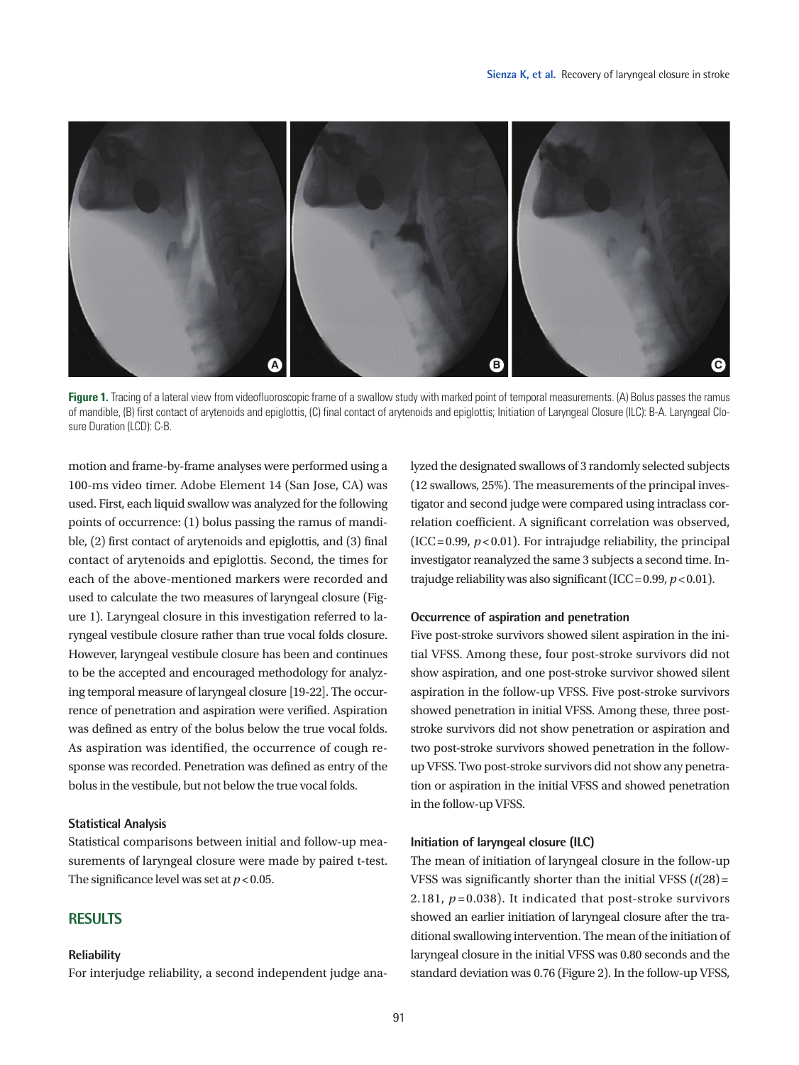Figure 1. Tracing of a lateral view from videofluoroscopic frame of a swallow study with marked point of temporal measurements. (A) Bolus passes the ramus of mandible, (B) first contact of arytenoids and epiglottis, (C) final contact of arytenoids and epiglottis; Initiation of Laryngeal Closure (ILC): B-A. Laryngeal Closure Duration (LCD): C-B.

motion and frame-by-frame analyses were performed using a 100-ms video timer. Adobe Element 14 (San Jose, CA) was used. First, each liquid swallow was analyzed for the following points of occurrence: (1) bolus passing the ramus of mandible, (2) first contact of arytenoids and epiglottis, and (3) final contact of arytenoids and epiglottis. Second, the times for each of the above-mentioned markers were recorded and used to calculate the two measures of laryngeal closure (Figure 1). Laryngeal closure in this investigation referred to laryngeal vestibule closure rather than true vocal folds closure. However, laryngeal vestibule closure has been and continues to be the accepted and encouraged methodology for analyzing temporal measure of laryngeal closure [19-22]. The occurrence of penetration and aspiration were verified. Aspiration was defined as entry of the bolus below the true vocal folds. As aspiration was identified, the occurrence of cough response was recorded. Penetration was defined as entry of the bolus in the vestibule, but not below the true vocal folds.

### Statistical Analysis

Statistical comparisons between initial and follow-up measurements of laryngeal closure were made by paired t-test. The significance level was set at $p<0.05$.

## RESULTS

### Reliability

For interjudge reliability, a second independent judge analyzed the designated swallows of 3 randomly selected subjects (12 swallows, 25%). The measurements of the principal investigator and second judge were compared using intraclass correlation coefficient. A significant correlation was observed, (ICC=0.99, $p<0.01$). For intrajudge reliability, the principal investigator reanalyzed the same 3 subjects a second time. Intrajudge reliability was also significant (ICC=0.99, $p<0.01$).

### Occurrence of aspiration and penetration

Five post-stroke survivors showed silent aspiration in the initial VFSS. Among these, four post-stroke survivors did not show aspiration, and one post-stroke survivor showed silent aspiration in the follow-up VFSS. Five post-stroke survivors showed penetration in initial VFSS. Among these, three post-stroke survivors did not show penetration or aspiration and two post-stroke survivors showed penetration in the follow-up VFSS. Two post-stroke survivors did not show any penetration or aspiration in the initial VFSS and showed penetration in the follow-up VFSS.

### Initiation of laryngeal closure (ILC)

The mean of initiation of laryngeal closure in the follow-up VFSS was significantly shorter than the initial VFSS ($t(28)=2.181$, $p=0.038$). It indicated that post-stroke survivors showed an earlier initiation of laryngeal closure after the traditional swallowing intervention. The mean of the initiation of laryngeal closure in the initial VFSS was 0.80 seconds and the standard deviation was 0.76 (Figure 2). In the follow-up VFSS,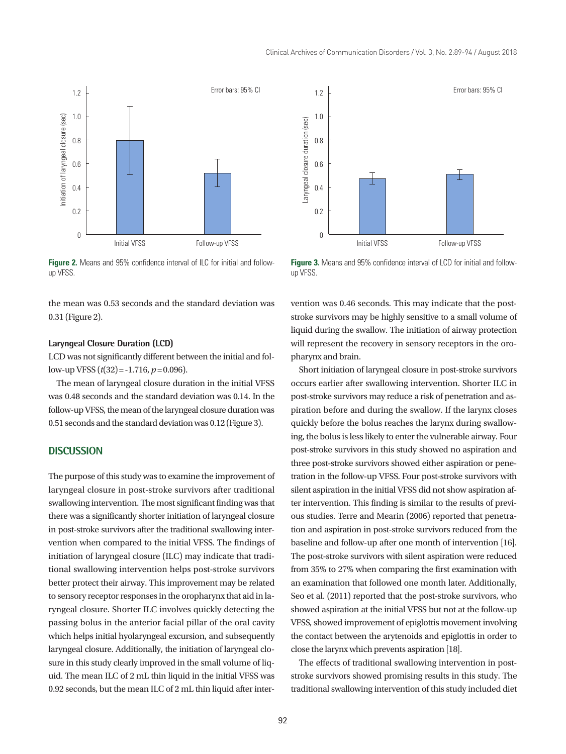Figure 2. Means and 95% confidence interval of ILC for initial and follow-up VFSS.

Figure 3. Means and 95% confidence interval of LCD for initial and follow-up VFSS.

the mean was 0.53 seconds and the standard deviation was 0.31 (Figure 2).

### Laryngeal Closure Duration (LCD)

LCD was not significantly different between the initial and follow-up VFSS ($t(32) = -1.716$, $p = 0.096$).

The mean of laryngeal closure duration in the initial VFSS was 0.48 seconds and the standard deviation was 0.14. In the follow-up VFSS, the mean of the laryngeal closure duration was 0.51 seconds and the standard deviation was 0.12 (Figure 3).

## DISCUSSION

The purpose of this study was to examine the improvement of laryngeal closure in post-stroke survivors after traditional swallowing intervention. The most significant finding was that there was a significantly shorter initiation of laryngeal closure in post-stroke survivors after the traditional swallowing intervention when compared to the initial VFSS. The findings of initiation of laryngeal closure (ILC) may indicate that traditional swallowing intervention helps post-stroke survivors better protect their airway. This improvement may be related to sensory receptor responses in the oropharynx that aid in laryngeal closure. Shorter ILC involves quickly detecting the passing bolus in the anterior facial pillar of the oral cavity which helps initial hyolaryngeal excursion, and subsequently laryngeal closure. Additionally, the initiation of laryngeal closure in this study clearly improved in the small volume of liquid. The mean ILC of 2 mL thin liquid in the initial VFSS was 0.92 seconds, but the mean ILC of 2 mL thin liquid after intervention was 0.46 seconds. This may indicate that the post-stroke survivors may be highly sensitive to a small volume of liquid during the swallow. The initiation of airway protection will represent the recovery in sensory receptors in the oropharynx and brain.

Short initiation of laryngeal closure in post-stroke survivors occurs earlier after swallowing intervention. Shorter ILC in post-stroke survivors may reduce a risk of penetration and aspiration before and during the swallow. If the larynx closes quickly before the bolus reaches the larynx during swallowing, the bolus is less likely to enter the vulnerable airway. Four post-stroke survivors in this study showed no aspiration and three post-stroke survivors showed either aspiration or penetration in the follow-up VFSS. Four post-stroke survivors with silent aspiration in the initial VFSS did not show aspiration after intervention. This finding is similar to the results of previous studies. Terre and Mearin (2006) reported that penetration and aspiration in post-stroke survivors reduced from the baseline and follow-up after one month of intervention [16]. The post-stroke survivors with silent aspiration were reduced from 35% to 27% when comparing the first examination with an examination that followed one month later. Additionally, Seo et al. (2011) reported that the post-stroke survivors, who showed aspiration at the initial VFSS but not at the follow-up VFSS, showed improvement of epiglottis movement involving the contact between the arytenoids and epiglottis in order to close the larynx which prevents aspiration [18].

The effects of traditional swallowing intervention in post-stroke survivors showed promising results in this study. The traditional swallowing intervention of this study included diet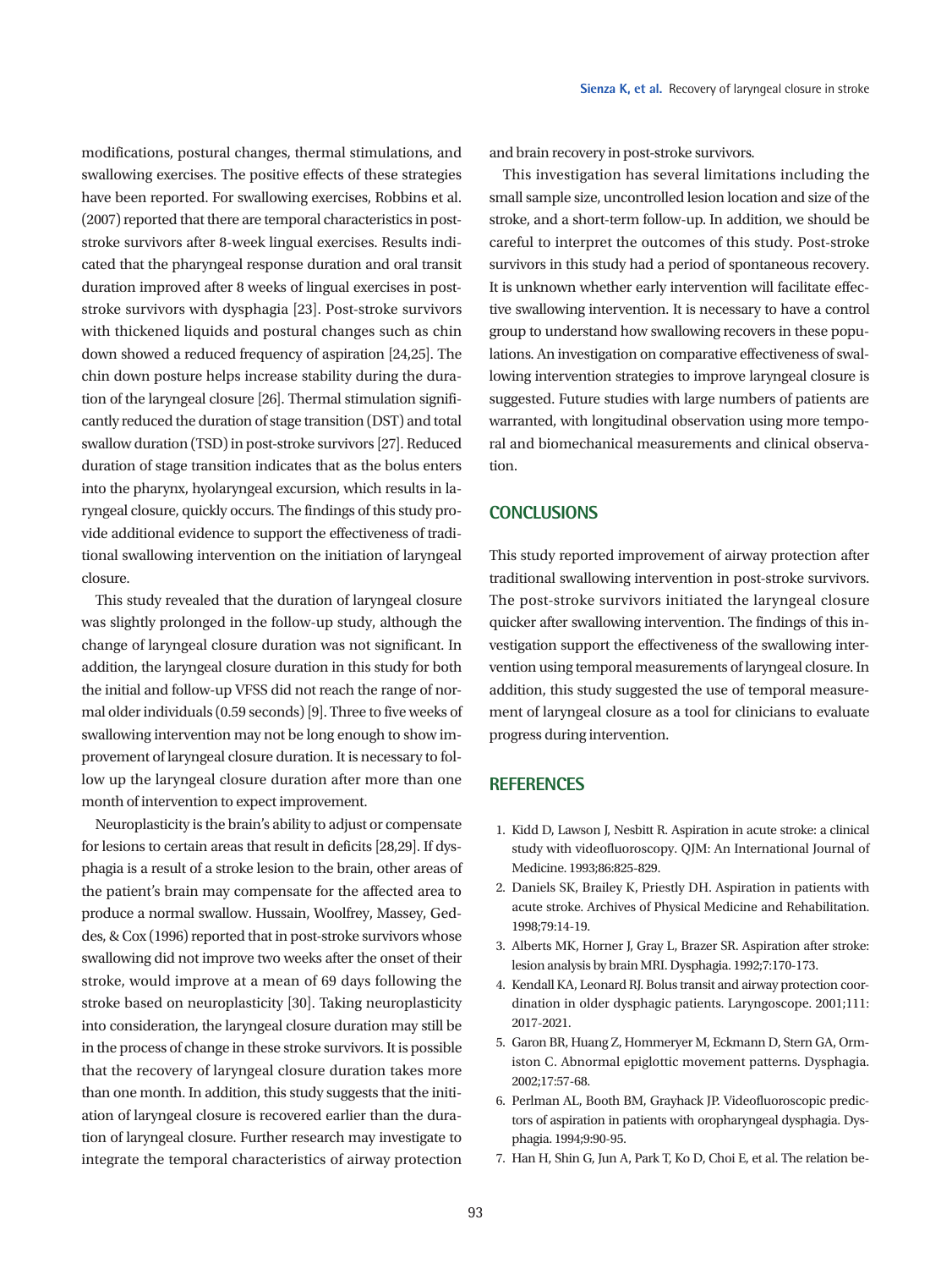modifications, postural changes, thermal stimulations, and swallowing exercises. The positive effects of these strategies have been reported. For swallowing exercises, Robbins et al. (2007) reported that there are temporal characteristics in post-stroke survivors after 8-week lingual exercises. Results indicated that the pharyngeal response duration and oral transit duration improved after 8 weeks of lingual exercises in post-stroke survivors with dysphagia [23]. Post-stroke survivors with thickened liquids and postural changes such as chin down showed a reduced frequency of aspiration [24,25]. The chin down posture helps increase stability during the duration of the laryngeal closure [26]. Thermal stimulation significantly reduced the duration of stage transition (DST) and total swallow duration (TSD) in post-stroke survivors [27]. Reduced duration of stage transition indicates that as the bolus enters into the pharynx, hyolaryngeal excursion, which results in laryngeal closure, quickly occurs. The findings of this study provide additional evidence to support the effectiveness of traditional swallowing intervention on the initiation of laryngeal closure.

This study revealed that the duration of laryngeal closure was slightly prolonged in the follow-up study, although the change of laryngeal closure duration was not significant. In addition, the laryngeal closure duration in this study for both the initial and follow-up VFSS did not reach the range of normal older individuals (0.59 seconds) [9]. Three to five weeks of swallowing intervention may not be long enough to show improvement of laryngeal closure duration. It is necessary to follow up the laryngeal closure duration after more than one month of intervention to expect improvement.

Neuroplasticity is the brain's ability to adjust or compensate for lesions to certain areas that result in deficits [28,29]. If dysphagia is a result of a stroke lesion to the brain, other areas of the patient's brain may compensate for the affected area to produce a normal swallow. Hussain, Woolfrey, Massey, Geddes, & Cox (1996) reported that in post-stroke survivors whose swallowing did not improve two weeks after the onset of their stroke, would improve at a mean of 69 days following the stroke based on neuroplasticity [30]. Taking neuroplasticity into consideration, the laryngeal closure duration may still be in the process of change in these stroke survivors. It is possible that the recovery of laryngeal closure duration takes more than one month. In addition, this study suggests that the initiation of laryngeal closure is recovered earlier than the duration of laryngeal closure. Further research may investigate to integrate the temporal characteristics of airway protection and brain recovery in post-stroke survivors.

This investigation has several limitations including the small sample size, uncontrolled lesion location and size of the stroke, and a short-term follow-up. In addition, we should be careful to interpret the outcomes of this study. Post-stroke survivors in this study had a period of spontaneous recovery. It is unknown whether early intervention will facilitate effective swallowing intervention. It is necessary to have a control group to understand how swallowing recovers in these populations. An investigation on comparative effectiveness of swallowing intervention strategies to improve laryngeal closure is suggested. Future studies with large numbers of patients are warranted, with longitudinal observation using more temporal and biomechanical measurements and clinical observation.

## CONCLUSIONS

This study reported improvement of airway protection after traditional swallowing intervention in post-stroke survivors. The post-stroke survivors initiated the laryngeal closure quicker after swallowing intervention. The findings of this investigation support the effectiveness of the swallowing intervention using temporal measurements of laryngeal closure. In addition, this study suggested the use of temporal measurement of laryngeal closure as a tool for clinicians to evaluate progress during intervention.

## REFERENCES

1. Kidd D, Lawson J, Nesbitt R. Aspiration in acute stroke: a clinical study with videofluoroscopy. QJM: An International Journal of Medicine. 1993;86:825-829.
2. Daniels SK, Brailey K, Priestly DH. Aspiration in patients with acute stroke. Archives of Physical Medicine and Rehabilitation. 1998;79:14-19.
3. Alberts MK, Horner J, Gray L, Brazer SR. Aspiration after stroke: lesion analysis by brain MRI. Dysphagia. 1992;7:170-173.
4. Kendall KA, Leonard RJ. Bolus transit and airway protection coordination in older dysphagic patients. Laryngoscope. 2001;111:2017-2021.
5. Garon BR, Huang Z, Hommeryer M, Eckmann D, Stern GA, Ormiston C. Abnormal epiglottic movement patterns. Dysphagia. 2002;17:57-68.
6. Perlman AL, Booth BM, Grayhack JP. Videofluoroscopic predictors of aspiration in patients with oropharyngeal dysphagia. Dysphagia. 1994;9:90-95.
7. Han H, Shin G, Jun A, Park T, Ko D, Choi E, et al. The relation be-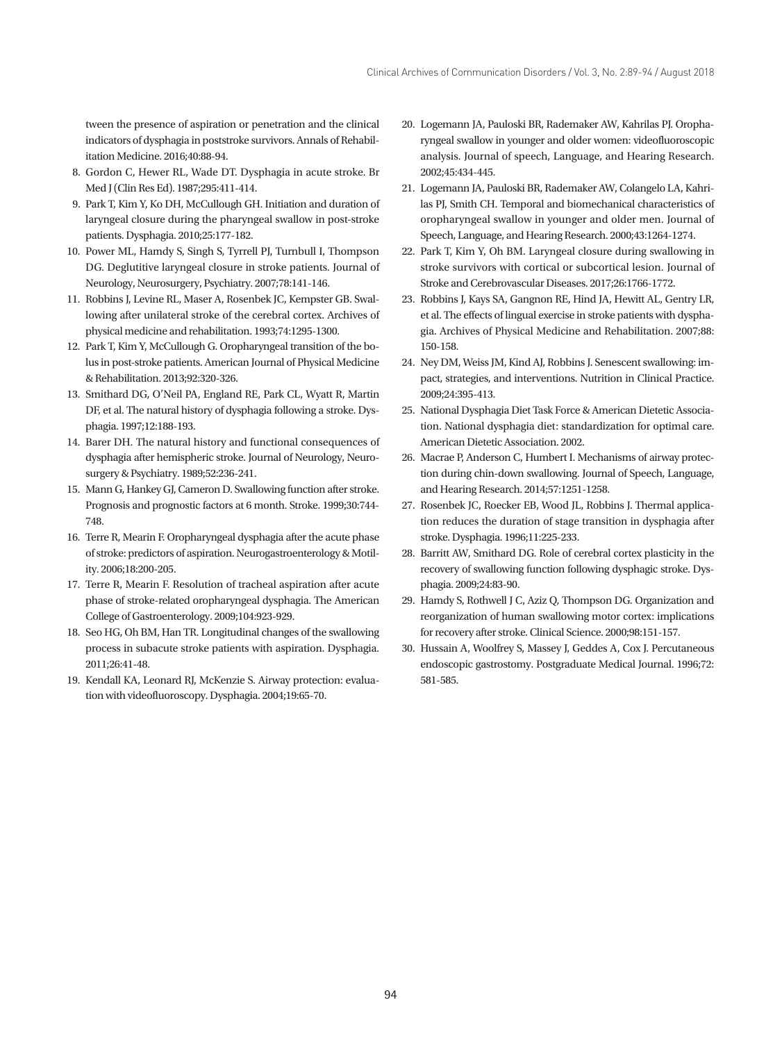tween the presence of aspiration or penetration and the clinical indicators of dysphagia in poststroke survivors. Annals of Rehabilitation Medicine. 2016;40:88-94.

8. Gordon C, Hewer RL, Wade DT. Dysphagia in acute stroke. Br Med J (Clin Res Ed). 1987;295:411-414.
9. Park T, Kim Y, Ko DH, McCullough GH. Initiation and duration of laryngeal closure during the pharyngeal swallow in post-stroke patients. Dysphagia. 2010;25:177-182.
10. Power ML, Hamdy S, Singh S, Tyrrell PJ, Turnbull I, Thompson DG. Deglutitive laryngeal closure in stroke patients. Journal of Neurology, Neurosurgery, Psychiatry. 2007;78:141-146.
11. Robbins J, Levine RL, Maser A, Rosenbek JC, Kempster GB. Swallowing after unilateral stroke of the cerebral cortex. Archives of physical medicine and rehabilitation. 1993;74:1295-1300.
12. Park T, Kim Y, McCullough G. Oropharyngeal transition of the bolus in post-stroke patients. American Journal of Physical Medicine & Rehabilitation. 2013;92:320-326.
13. Smithard DG, O'Neil PA, England RE, Park CL, Wyatt R, Martin DF, et al. The natural history of dysphagia following a stroke. Dysphagia. 1997;12:188-193.
14. Barer DH. The natural history and functional consequences of dysphagia after hemispheric stroke. Journal of Neurology, Neurosurgery & Psychiatry. 1989;52:236-241.
15. Mann G, Hankey GJ, Cameron D. Swallowing function after stroke. Prognosis and prognostic factors at 6 month. Stroke. 1999;30:744-748.
16. Terre R, Mearin F. Oropharyngeal dysphagia after the acute phase of stroke: predictors of aspiration. Neurogastroenterology & Motility. 2006;18:200-205.
17. Terre R, Mearin F. Resolution of tracheal aspiration after acute phase of stroke-related oropharyngeal dysphagia. The American College of Gastroenterology. 2009;104:923-929.
18. Seo HG, Oh BM, Han TR. Longitudinal changes of the swallowing process in subacute stroke patients with aspiration. Dysphagia. 2011;26:41-48.
19. Kendall KA, Leonard RJ, McKenzie S. Airway protection: evaluation with videofluoroscopy. Dysphagia. 2004;19:65-70.
20. Logemann JA, Pauloski BR, Rademaker AW, Kahrilas PJ. Oropharyngeal swallow in younger and older women: videofluoroscopic analysis. Journal of speech, Language, and Hearing Research. 2002;45:434-445.
21. Logemann JA, Pauloski BR, Rademaker AW, Colangelo LA, Kahrilas PJ, Smith CH. Temporal and biomechanical characteristics of oropharyngeal swallow in younger and older men. Journal of Speech, Language, and Hearing Research. 2000;43:1264-1274.
22. Park T, Kim Y, Oh BM. Laryngeal closure during swallowing in stroke survivors with cortical or subcortical lesion. Journal of Stroke and Cerebrovascular Diseases. 2017;26:1766-1772.
23. Robbins J, Kays SA, Gangnon RE, Hind JA, Hewitt AL, Gentry LR, et al. The effects of lingual exercise in stroke patients with dysphagia. Archives of Physical Medicine and Rehabilitation. 2007;88:150-158.
24. Ney DM, Weiss JM, Kind AJ, Robbins J. Senescent swallowing: impact, strategies, and interventions. Nutrition in Clinical Practice. 2009;24:395-413.
25. National Dysphagia Diet Task Force & American Dietetic Association. National dysphagia diet: standardization for optimal care. American Dietetic Association. 2002.
26. Macrae P, Anderson C, Humbert I. Mechanisms of airway protection during chin-down swallowing. Journal of Speech, Language, and Hearing Research. 2014;57:1251-1258.
27. Rosenbek JC, Roecker EB, Wood JL, Robbins J. Thermal application reduces the duration of stage transition in dysphagia after stroke. Dysphagia. 1996;11:225-233.
28. Barritt AW, Smithard DG. Role of cerebral cortex plasticity in the recovery of swallowing function following dysphagic stroke. Dysphagia. 2009;24:83-90.
29. Hamdy S, Rothwell J C, Aziz Q, Thompson DG. Organization and reorganization of human swallowing motor cortex: implications for recovery after stroke. Clinical Science. 2000;98:151-157.
30. Hussain A, Woolfrey S, Massey J, Geddes A, Cox J. Percutaneous endoscopic gastrostomy. Postgraduate Medical Journal. 1996;72:581-585.